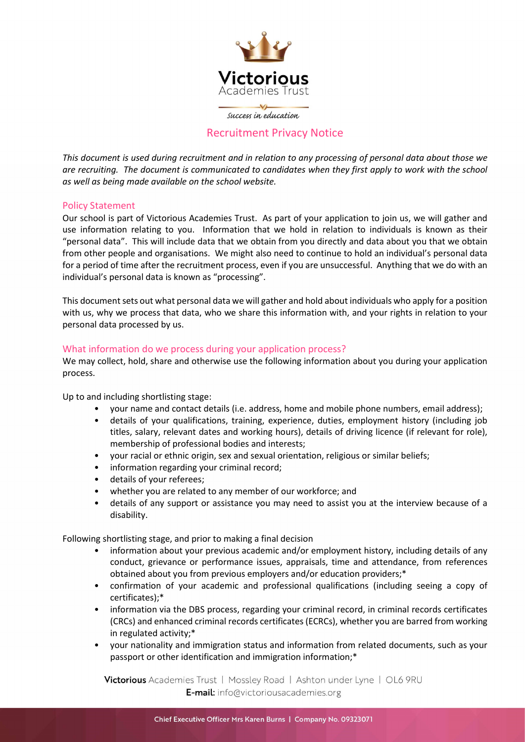Victorious
Academies Trust

*Success in education*

# Recruitment Privacy Notice

*This document is used during recruitment and in relation to any processing of personal data about those we are recruiting. The document is communicated to candidates when they first apply to work with the school as well as being made available on the school website.*

## Policy Statement

Our school is part of Victorious Academies Trust. As part of your application to join us, we will gather and use information relating to you. Information that we hold in relation to individuals is known as their "personal data". This will include data that we obtain from you directly and data about you that we obtain from other people and organisations. We might also need to continue to hold an individual's personal data for a period of time after the recruitment process, even if you are unsuccessful. Anything that we do with an individual's personal data is known as "processing".

This document sets out what personal data we will gather and hold about individuals who apply for a position with us, why we process that data, who we share this information with, and your rights in relation to your personal data processed by us.

## What information do we process during your application process?

We may collect, hold, share and otherwise use the following information about you during your application process.

Up to and including shortlisting stage:

- your name and contact details (i.e. address, home and mobile phone numbers, email address);
- details of your qualifications, training, experience, duties, employment history (including job titles, salary, relevant dates and working hours), details of driving licence (if relevant for role), membership of professional bodies and interests;
- your racial or ethnic origin, sex and sexual orientation, religious or similar beliefs;
- information regarding your criminal record;
- details of your referees;
- whether you are related to any member of our workforce; and
- details of any support or assistance you may need to assist you at the interview because of a disability.

Following shortlisting stage, and prior to making a final decision

- information about your previous academic and/or employment history, including details of any conduct, grievance or performance issues, appraisals, time and attendance, from references obtained about you from previous employers and/or education providers;*
- confirmation of your academic and professional qualifications (including seeing a copy of certificates);*
- information via the DBS process, regarding your criminal record, in criminal records certificates (CRCs) and enhanced criminal records certificates (ECRCs), whether you are barred from working in regulated activity;*
- your nationality and immigration status and information from related documents, such as your passport or other identification and immigration information;*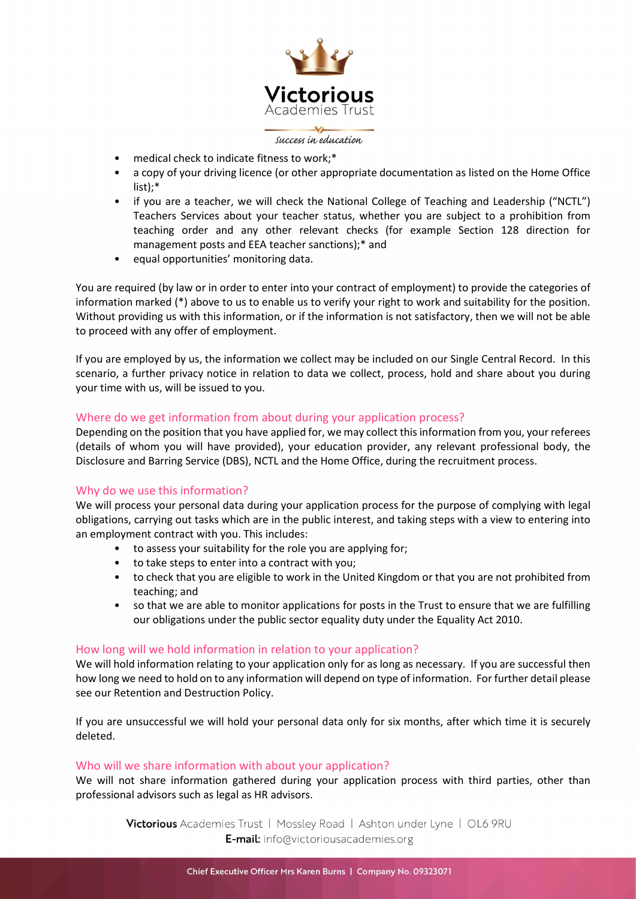- medical check to indicate fitness to work;*
- a copy of your driving licence (or other appropriate documentation as listed on the Home Office list);*
- if you are a teacher, we will check the National College of Teaching and Leadership ("NCTL") Teachers Services about your teacher status, whether you are subject to a prohibition from teaching order and any other relevant checks (for example Section 128 direction for management posts and EEA teacher sanctions);* and
- equal opportunities' monitoring data.

You are required (by law or in order to enter into your contract of employment) to provide the categories of information marked (*) above to us to enable us to verify your right to work and suitability for the position. Without providing us with this information, or if the information is not satisfactory, then we will not be able to proceed with any offer of employment.

If you are employed by us, the information we collect may be included on our Single Central Record. In this scenario, a further privacy notice in relation to data we collect, process, hold and share about you during your time with us, will be issued to you.

### Where do we get information from about during your application process?

Depending on the position that you have applied for, we may collect this information from you, your referees (details of whom you will have provided), your education provider, any relevant professional body, the Disclosure and Barring Service (DBS), NCTL and the Home Office, during the recruitment process.

### Why do we use this information?

We will process your personal data during your application process for the purpose of complying with legal obligations, carrying out tasks which are in the public interest, and taking steps with a view to entering into an employment contract with you. This includes:

- to assess your suitability for the role you are applying for;
- to take steps to enter into a contract with you;
- to check that you are eligible to work in the United Kingdom or that you are not prohibited from teaching; and
- so that we are able to monitor applications for posts in the Trust to ensure that we are fulfilling our obligations under the public sector equality duty under the Equality Act 2010.

### How long will we hold information in relation to your application?

We will hold information relating to your application only for as long as necessary. If you are successful then how long we need to hold on to any information will depend on type of information. For further detail please see our Retention and Destruction Policy.

If you are unsuccessful we will hold your personal data only for six months, after which time it is securely deleted.

### Who will we share information with about your application?

We will not share information gathered during your application process with third parties, other than professional advisors such as legal as HR advisors.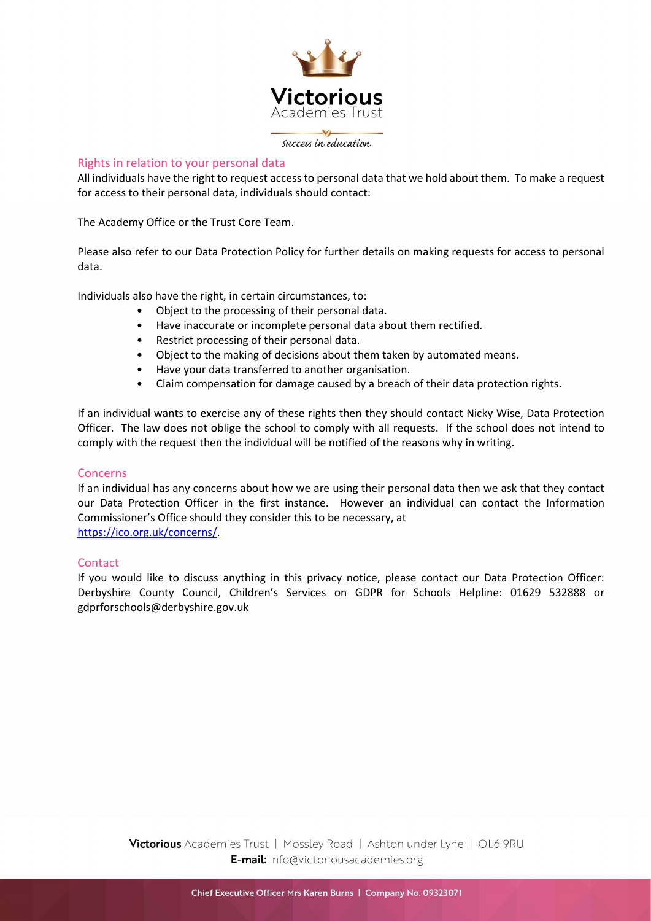## Rights in relation to your personal data

All individuals have the right to request access to personal data that we hold about them. To make a request for access to their personal data, individuals should contact:

The Academy Office or the Trust Core Team.

Please also refer to our Data Protection Policy for further details on making requests for access to personal data.

Individuals also have the right, in certain circumstances, to:

- Object to the processing of their personal data.
- Have inaccurate or incomplete personal data about them rectified.
- Restrict processing of their personal data.
- Object to the making of decisions about them taken by automated means.
- Have your data transferred to another organisation.
- Claim compensation for damage caused by a breach of their data protection rights.

If an individual wants to exercise any of these rights then they should contact Nicky Wise, Data Protection Officer. The law does not oblige the school to comply with all requests. If the school does not intend to comply with the request then the individual will be notified of the reasons why in writing.

## Concerns

If an individual has any concerns about how we are using their personal data then we ask that they contact our Data Protection Officer in the first instance. However an individual can contact the Information Commissioner's Office should they consider this to be necessary, at https://ico.org.uk/concerns/.

## Contact

If you would like to discuss anything in this privacy notice, please contact our Data Protection Officer: Derbyshire County Council, Children's Services on GDPR for Schools Helpline: 01629 532888 or gdprforschools@derbyshire.gov.uk